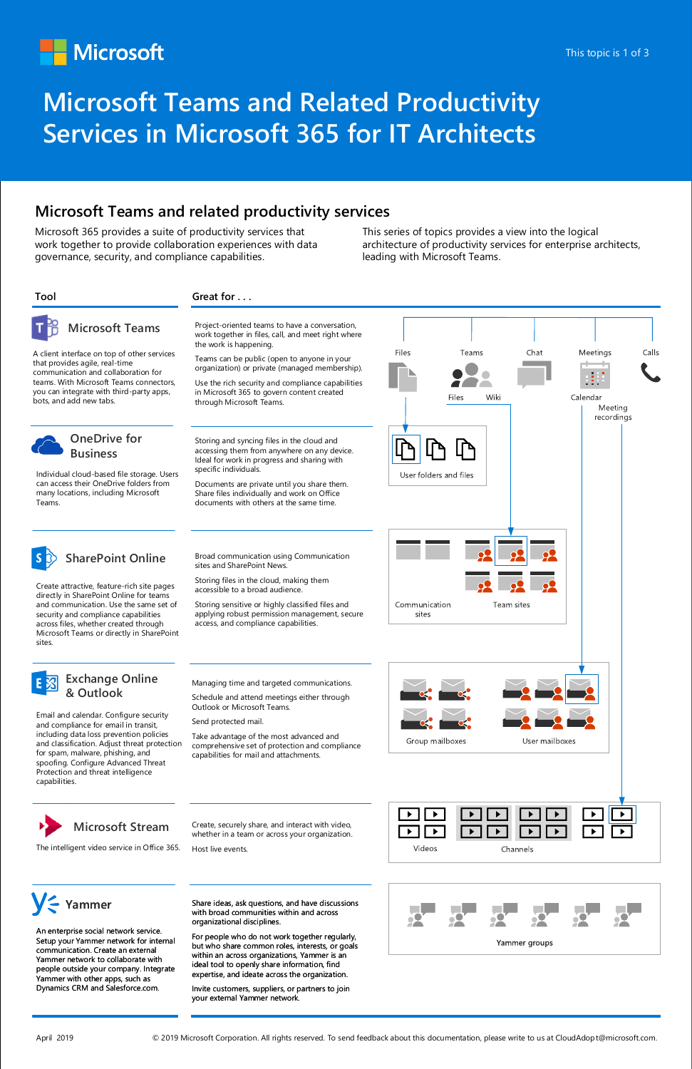# Microsoft Teams and Related Productivity Services in Microsoft 365 for IT Architects

## Microsoft Teams and related productivity services

Microsoft 365 provides a suite of productivity services that work together to provide collaboration experiences with data governance, security, and compliance capabilities.

This series of topics provides a view into the logical architecture of productivity services for enterprise architects, leading with Microsoft Teams.

| Tool | Great for . . . |
|---|---|
| **Microsoft Teams**<br>A client interface on top of other services that provides agile, real-time communication and collaboration for teams. With Microsoft Teams connectors, you can integrate with third-party apps, bots, and add new tabs. | Project-oriented teams to have a conversation, work together in files, call, and meet right where the work is happening.<br>Teams can be public (open to anyone in your organization) or private (managed membership).<br>Use the rich security and compliance capabilities in Microsoft 365 to govern content created through Microsoft Teams. |
| **OneDrive for Business**<br>Individual cloud-based file storage. Users can access their OneDrive folders from many locations, including Microsoft Teams. | Storing and syncing files in the cloud and accessing them from anywhere on any device. Ideal for work in progress and sharing with specific individuals.<br>Documents are private until you share them. Share files individually and work on Office documents with others at the same time. |
| **SharePoint Online**<br>Create attractive, feature-rich site pages directly in SharePoint Online for teams and communication. Use the same set of security and compliance capabilities across files, whether created through Microsoft Teams or directly in SharePoint sites. | Broad communication using Communication sites and SharePoint News.<br>Storing files in the cloud, making them accessible to a broad audience.<br>Storing sensitive or highly classified files and applying robust permission management, secure access, and compliance capabilities. |
| **Exchange Online & Outlook**<br>Email and calendar. Configure security and compliance for email in transit, including data loss prevention policies and classification. Adjust threat protection for spam, malware, phishing, and spoofing. Configure Advanced Threat Protection and threat intelligence capabilities. | Managing time and targeted communications.<br>Schedule and attend meetings either through Outlook or Microsoft Teams.<br>Send protected mail.<br>Take advantage of the most advanced and comprehensive set of protection and compliance capabilities for mail and attachments. |
| **Microsoft Stream**<br>The intelligent video service in Office 365. | Create, securely share, and interact with video, whether in a team or across your organization.<br>Host live events. |
| **Yammer**<br>An enterprise social network service. Setup your Yammer network for internal communication. Create an external Yammer network to collaborate with people outside your company. Integrate Yammer with other apps, such as Dynamics CRM and Salesforce.com. | Share ideas, ask questions, and have discussions with broad communities within and across organizational disciplines.<br>For people who do not work together regularly, but who share common roles, interests, or goals within an across organizations, Yammer is an ideal tool to openly share information, find expertise, and ideate across the organization.<br>Invite customers, suppliers, or partners to join your external Yammer network. |

Diagram labels: Files, Teams, Chat, Meetings, Calls; Files, Wiki; Calendar; Meeting recordings; User folders and files; Communication sites; Team sites; Group mailboxes; User mailboxes; Videos; Channels; Yammer groups

April 2019

© 2019 Microsoft Corporation. All rights reserved. To send feedback about this documentation, please write to us at CloudAdopt@microsoft.com.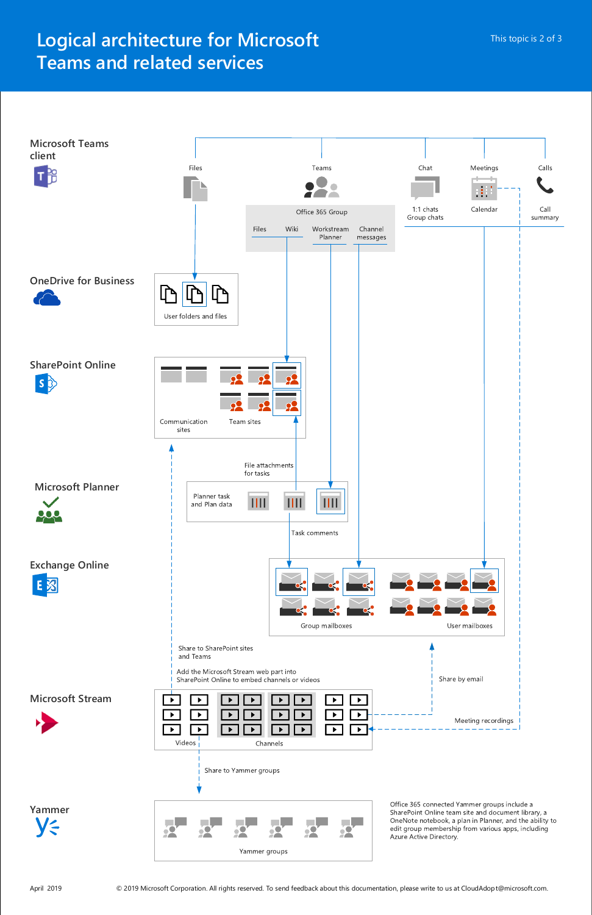# Logical architecture for Microsoft Teams and related services

This topic is 2 of 3

## Microsoft Teams client

Files

Teams

Office 365 Group

Files | Wiki | Workstream Planner | Channel messages

Chat

1:1 chats
Group chats

Meetings

Calendar

Calls

Call summary

## OneDrive for Business

User folders and files

## SharePoint Online

Communication sites

Team sites

File attachments for tasks

## Microsoft Planner

Planner task and Plan data

Task comments

## Exchange Online

Group mailboxes

User mailboxes

Share to SharePoint sites and Teams

Add the Microsoft Stream web part into SharePoint Online to embed channels or videos

Share by email

Meeting recordings

## Microsoft Stream

Videos

Channels

Share to Yammer groups

## Yammer

Yammer groups

Office 365 connected Yammer groups include a SharePoint Online team site and document library, a OneNote notebook, a plan in Planner, and the ability to edit group membership from various apps, including Azure Active Directory.

April 2019

© 2019 Microsoft Corporation. All rights reserved. To send feedback about this documentation, please write to us at CloudAdopt@microsoft.com.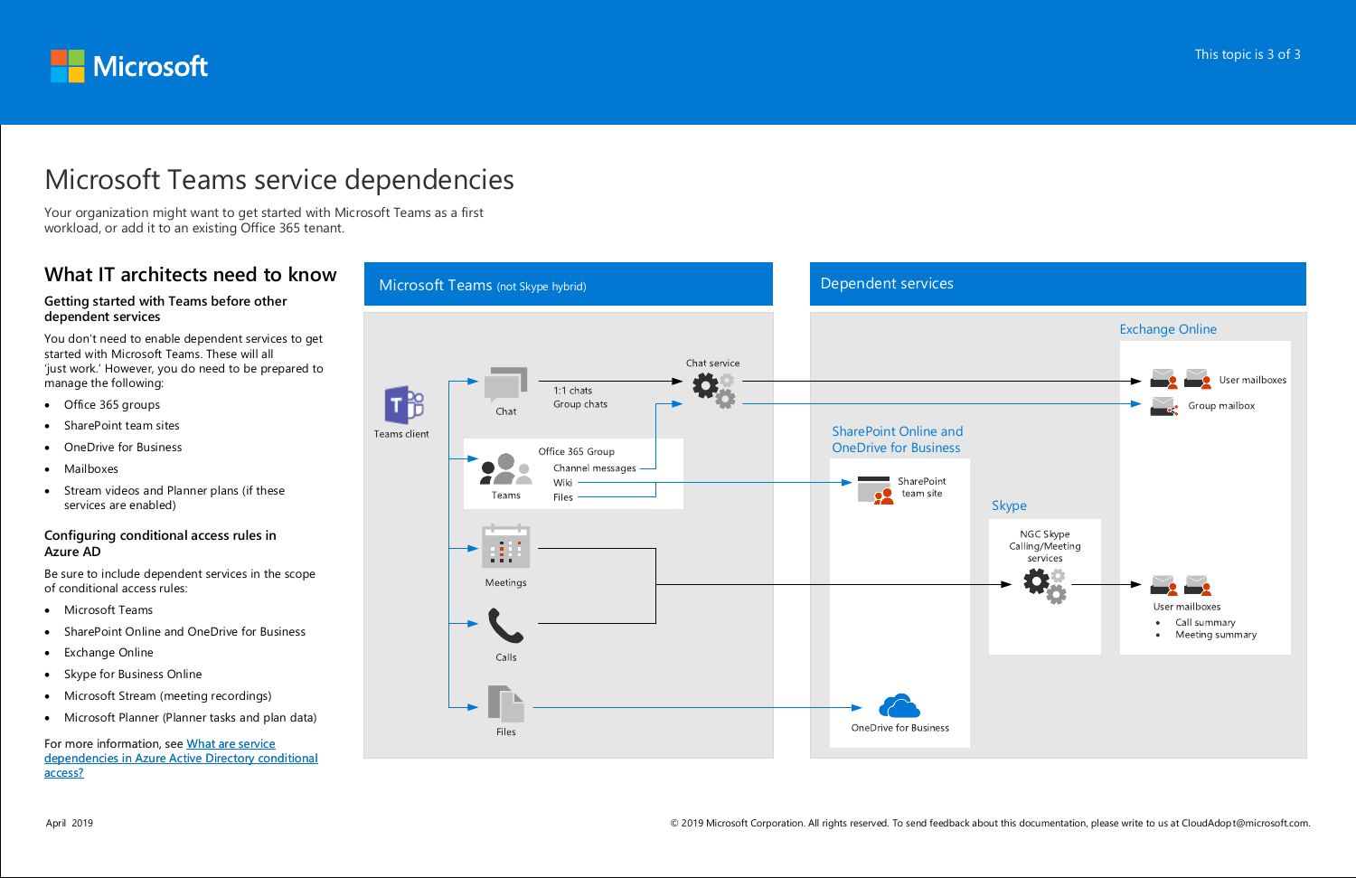# Microsoft Teams service dependencies

Your organization might want to get started with Microsoft Teams as a first workload, or add it to an existing Office 365 tenant.

## What IT architects need to know

### Getting started with Teams before other dependent services

You don't need to enable dependent services to get started with Microsoft Teams. These will all 'just work.' However, you do need to be prepared to manage the following:

- Office 365 groups
- SharePoint team sites
- OneDrive for Business
- Mailboxes
- Stream videos and Planner plans (if these services are enabled)

### Configuring conditional access rules in Azure AD

Be sure to include dependent services in the scope of conditional access rules:

- Microsoft Teams
- SharePoint Online and OneDrive for Business
- Exchange Online
- Skype for Business Online
- Microsoft Stream (meeting recordings)
- Microsoft Planner (Planner tasks and plan data)

For more information, see [What are service dependencies in Azure Active Directory conditional access?]()

## Microsoft Teams (not Skype hybrid)

Teams client

Chat

1:1 chats
Group chats

Chat service

Office 365 Group

Teams

Channel messages
Wiki
Files

Meetings

Calls

Files

## Dependent services

Exchange Online

User mailboxes

Group mailbox

SharePoint Online and OneDrive for Business

SharePoint team site

Skype

NGC Skype Calling/Meeting services

User mailboxes
- Call summary
- Meeting summary

OneDrive for Business

April 2019

© 2019 Microsoft Corporation. All rights reserved. To send feedback about this documentation, please write to us at CloudAdopt@microsoft.com.